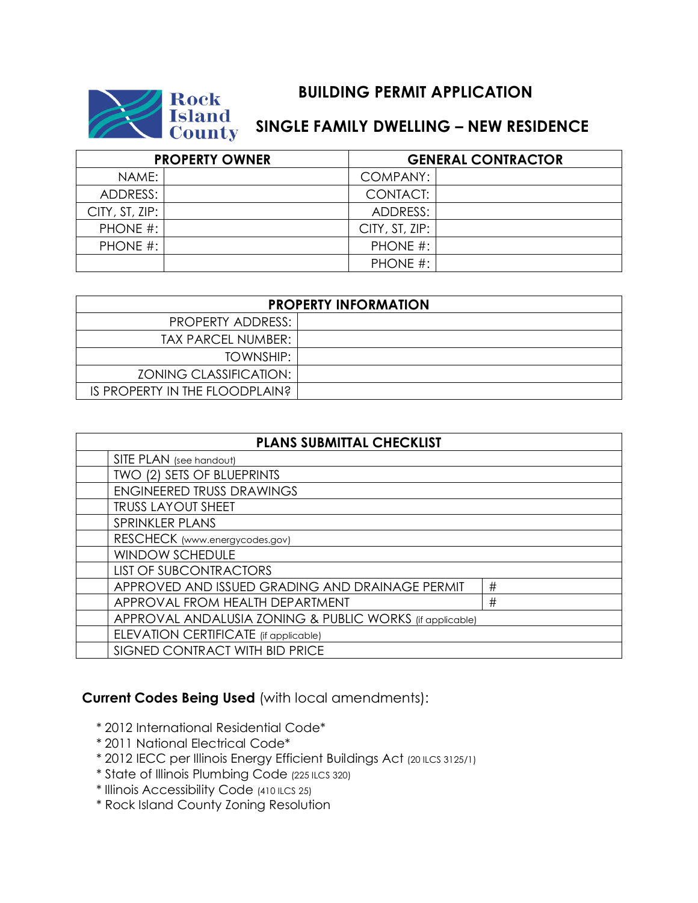Rock Island County

# BUILDING PERMIT APPLICATION

## SINGLE FAMILY DWELLING – NEW RESIDENCE

| PROPERTY OWNER | | GENERAL CONTRACTOR | |
|---|---|---|---|
| NAME: | | COMPANY: | |
| ADDRESS: | | CONTACT: | |
| CITY, ST, ZIP: | | ADDRESS: | |
| PHONE #: | | CITY, ST, ZIP: | |
| PHONE #: | | PHONE #: | |
| | | PHONE #: | |

| PROPERTY INFORMATION | |
|---|---|
| PROPERTY ADDRESS: | |
| TAX PARCEL NUMBER: | |
| TOWNSHIP: | |
| ZONING CLASSIFICATION: | |
| IS PROPERTY IN THE FLOODPLAIN? | |

| PLANS SUBMITTAL CHECKLIST | | |
|---|---|---|
| | SITE PLAN (see handout) | |
| | TWO (2) SETS OF BLUEPRINTS | |
| | ENGINEERED TRUSS DRAWINGS | |
| | TRUSS LAYOUT SHEET | |
| | SPRINKLER PLANS | |
| | RESCHECK (www.energycodes.gov) | |
| | WINDOW SCHEDULE | |
| | LIST OF SUBCONTRACTORS | |
| | APPROVED AND ISSUED GRADING AND DRAINAGE PERMIT | # |
| | APPROVAL FROM HEALTH DEPARTMENT | # |
| | APPROVAL ANDALUSIA ZONING & PUBLIC WORKS (if applicable) | |
| | ELEVATION CERTIFICATE (if applicable) | |
| | SIGNED CONTRACT WITH BID PRICE | |

**Current Codes Being Used** (with local amendments):

- * 2012 International Residential Code*
- * 2011 National Electrical Code*
- * 2012 IECC per Illinois Energy Efficient Buildings Act (20 ILCS 3125/1)
- * State of Illinois Plumbing Code (225 ILCS 320)
- * Illinois Accessibility Code (410 ILCS 25)
- * Rock Island County Zoning Resolution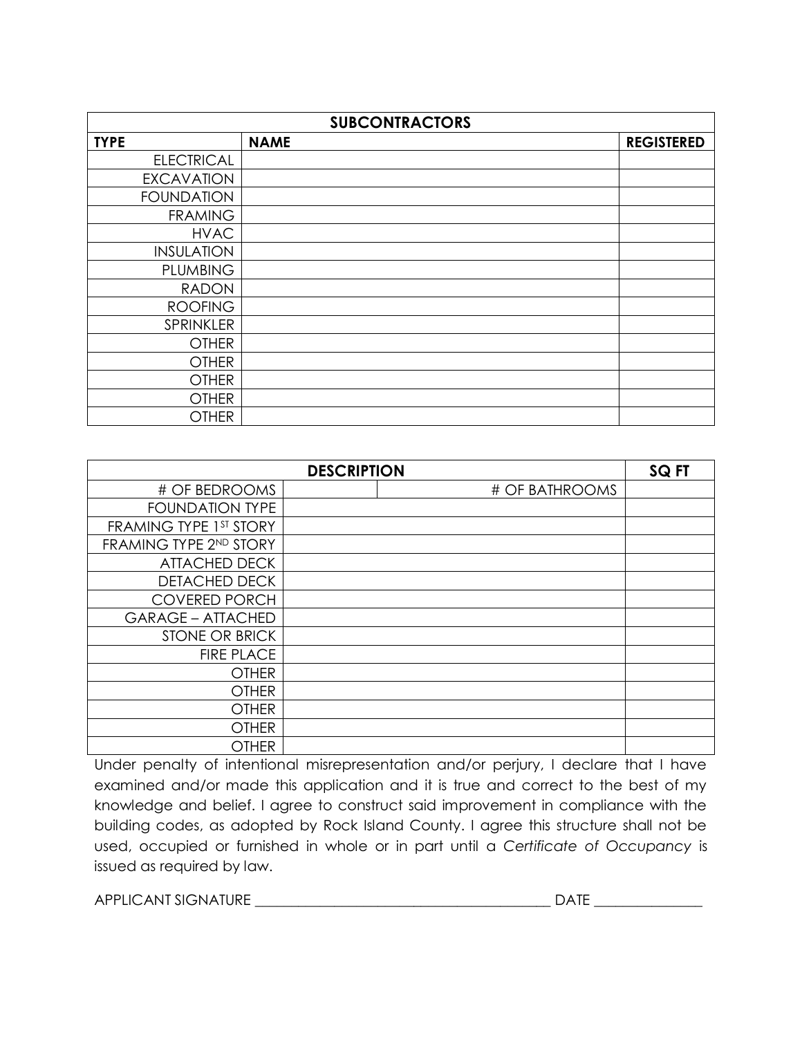| SUBCONTRACTORS | | |
|---|---|---|
| **TYPE** | **NAME** | **REGISTERED** |
| ELECTRICAL | | |
| EXCAVATION | | |
| FOUNDATION | | |
| FRAMING | | |
| HVAC | | |
| INSULATION | | |
| PLUMBING | | |
| RADON | | |
| ROOFING | | |
| SPRINKLER | | |
| OTHER | | |
| OTHER | | |
| OTHER | | |
| OTHER | | |
| OTHER | | |

| DESCRIPTION | | | SQ FT |
|---|---|---|---|
| # OF BEDROOMS | | # OF BATHROOMS | |
| FOUNDATION TYPE | | | |
| FRAMING TYPE 1ST STORY | | | |
| FRAMING TYPE 2ND STORY | | | |
| ATTACHED DECK | | | |
| DETACHED DECK | | | |
| COVERED PORCH | | | |
| GARAGE – ATTACHED | | | |
| STONE OR BRICK | | | |
| FIRE PLACE | | | |
| OTHER | | | |
| OTHER | | | |
| OTHER | | | |
| OTHER | | | |
| OTHER | | | |

Under penalty of intentional misrepresentation and/or perjury, I declare that I have examined and/or made this application and it is true and correct to the best of my knowledge and belief. I agree to construct said improvement in compliance with the building codes, as adopted by Rock Island County. I agree this structure shall not be used, occupied or furnished in whole or in part until a *Certificate of Occupancy* is issued as required by law.

APPLICANT SIGNATURE ___________________________________________ DATE _______________